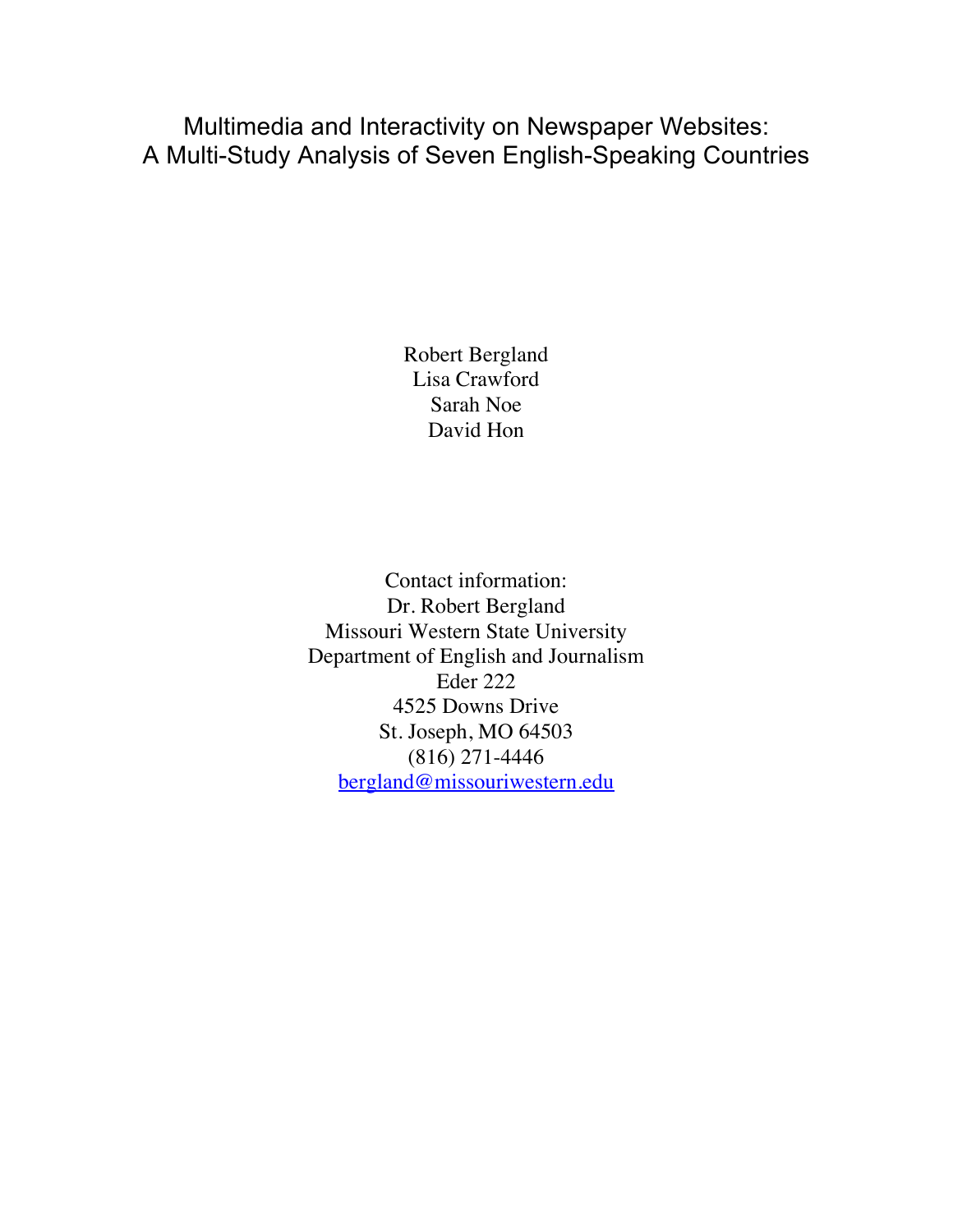# Multimedia and Interactivity on Newspaper Websites: A Multi-Study Analysis of Seven English-Speaking Countries

Robert Bergland
Lisa Crawford
Sarah Noe
David Hon

Contact information:
Dr. Robert Bergland
Missouri Western State University
Department of English and Journalism
Eder 222
4525 Downs Drive
St. Joseph, MO 64503
(816) 271-4446
bergland@missouriwestern.edu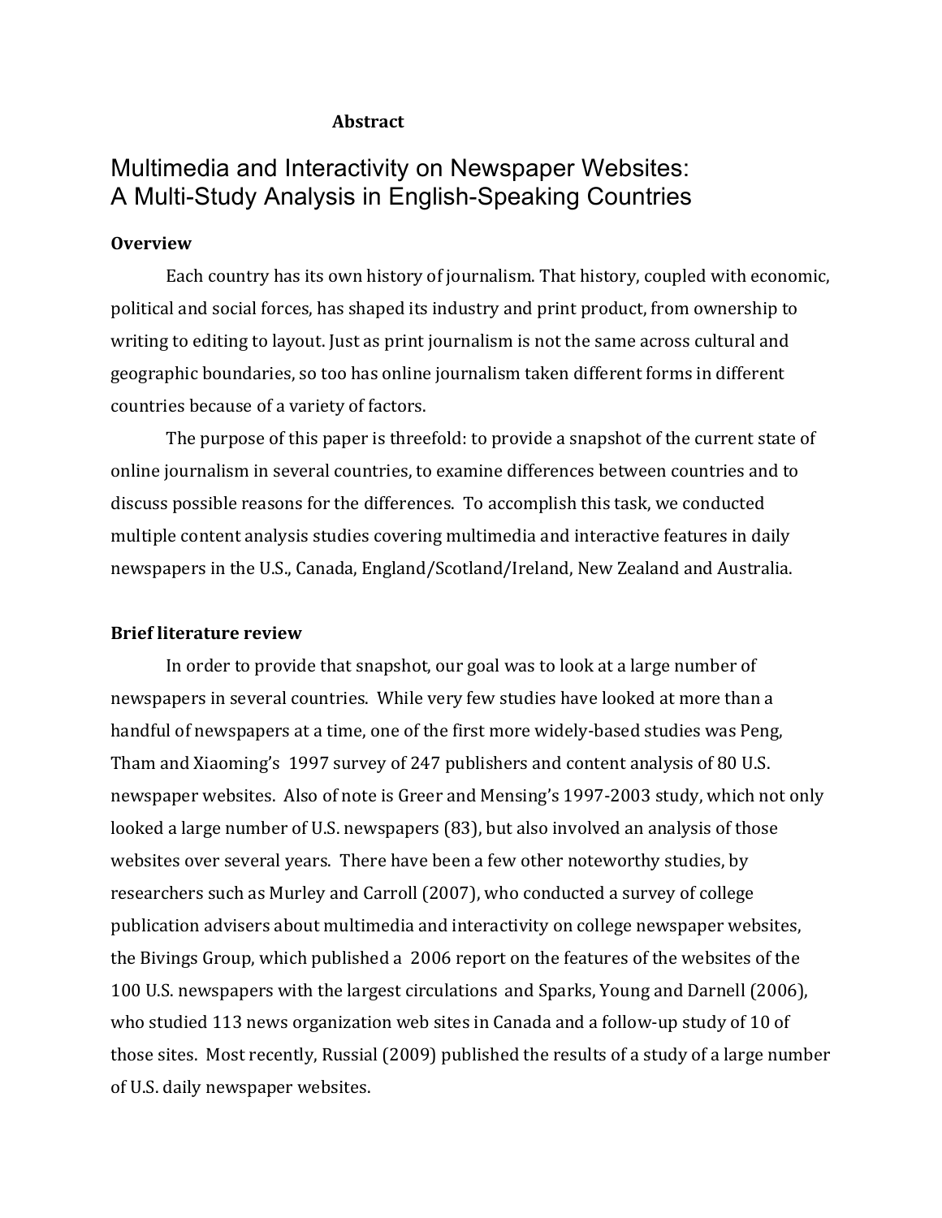**Abstract**

# Multimedia and Interactivity on Newspaper Websites: A Multi-Study Analysis in English-Speaking Countries

## Overview

Each country has its own history of journalism. That history, coupled with economic, political and social forces, has shaped its industry and print product, from ownership to writing to editing to layout. Just as print journalism is not the same across cultural and geographic boundaries, so too has online journalism taken different forms in different countries because of a variety of factors.

The purpose of this paper is threefold: to provide a snapshot of the current state of online journalism in several countries, to examine differences between countries and to discuss possible reasons for the differences. To accomplish this task, we conducted multiple content analysis studies covering multimedia and interactive features in daily newspapers in the U.S., Canada, England/Scotland/Ireland, New Zealand and Australia.

## Brief literature review

In order to provide that snapshot, our goal was to look at a large number of newspapers in several countries. While very few studies have looked at more than a handful of newspapers at a time, one of the first more widely-based studies was Peng, Tham and Xiaoming's 1997 survey of 247 publishers and content analysis of 80 U.S. newspaper websites. Also of note is Greer and Mensing's 1997-2003 study, which not only looked a large number of U.S. newspapers (83), but also involved an analysis of those websites over several years. There have been a few other noteworthy studies, by researchers such as Murley and Carroll (2007), who conducted a survey of college publication advisers about multimedia and interactivity on college newspaper websites, the Bivings Group, which published a 2006 report on the features of the websites of the 100 U.S. newspapers with the largest circulations and Sparks, Young and Darnell (2006), who studied 113 news organization web sites in Canada and a follow-up study of 10 of those sites. Most recently, Russial (2009) published the results of a study of a large number of U.S. daily newspaper websites.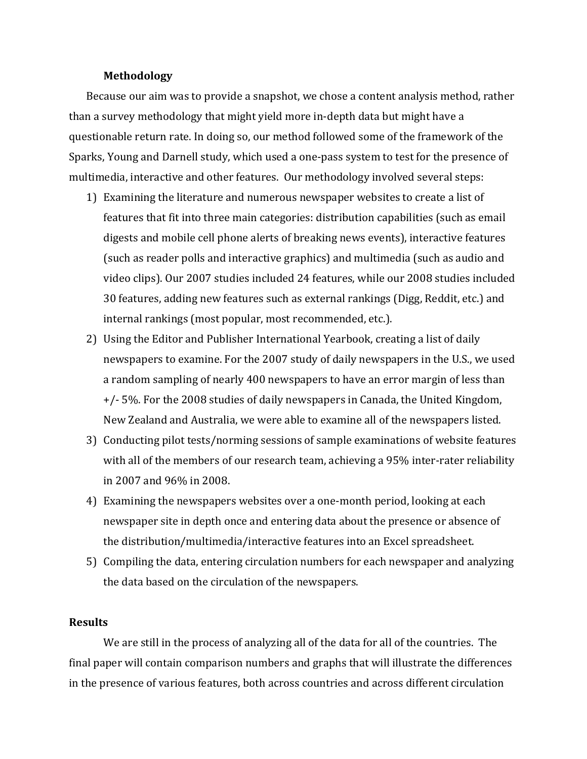### Methodology

Because our aim was to provide a snapshot, we chose a content analysis method, rather than a survey methodology that might yield more in-depth data but might have a questionable return rate. In doing so, our method followed some of the framework of the Sparks, Young and Darnell study, which used a one-pass system to test for the presence of multimedia, interactive and other features. Our methodology involved several steps:

1) Examining the literature and numerous newspaper websites to create a list of features that fit into three main categories: distribution capabilities (such as email digests and mobile cell phone alerts of breaking news events), interactive features (such as reader polls and interactive graphics) and multimedia (such as audio and video clips). Our 2007 studies included 24 features, while our 2008 studies included 30 features, adding new features such as external rankings (Digg, Reddit, etc.) and internal rankings (most popular, most recommended, etc.).
2) Using the Editor and Publisher International Yearbook, creating a list of daily newspapers to examine. For the 2007 study of daily newspapers in the U.S., we used a random sampling of nearly 400 newspapers to have an error margin of less than +/- 5%. For the 2008 studies of daily newspapers in Canada, the United Kingdom, New Zealand and Australia, we were able to examine all of the newspapers listed.
3) Conducting pilot tests/norming sessions of sample examinations of website features with all of the members of our research team, achieving a 95% inter-rater reliability in 2007 and 96% in 2008.
4) Examining the newspapers websites over a one-month period, looking at each newspaper site in depth once and entering data about the presence or absence of the distribution/multimedia/interactive features into an Excel spreadsheet.
5) Compiling the data, entering circulation numbers for each newspaper and analyzing the data based on the circulation of the newspapers.

### Results

We are still in the process of analyzing all of the data for all of the countries. The final paper will contain comparison numbers and graphs that will illustrate the differences in the presence of various features, both across countries and across different circulation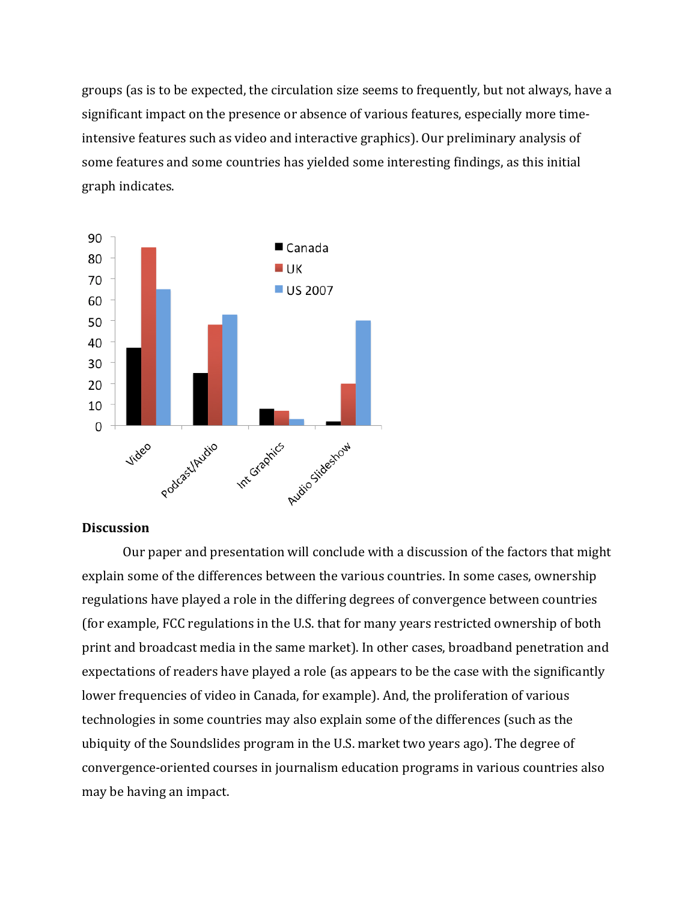groups (as is to be expected, the circulation size seems to frequently, but not always, have a significant impact on the presence or absence of various features, especially more time-intensive features such as video and interactive graphics). Our preliminary analysis of some features and some countries has yielded some interesting findings, as this initial graph indicates.

90
80
70
60
50
40
30
20
10
0

Canada
UK
US 2007

Video
Podcast/Audio
Int Graphics
Audio Slideshow

**Discussion**

Our paper and presentation will conclude with a discussion of the factors that might explain some of the differences between the various countries. In some cases, ownership regulations have played a role in the differing degrees of convergence between countries (for example, FCC regulations in the U.S. that for many years restricted ownership of both print and broadcast media in the same market). In other cases, broadband penetration and expectations of readers have played a role (as appears to be the case with the significantly lower frequencies of video in Canada, for example). And, the proliferation of various technologies in some countries may also explain some of the differences (such as the ubiquity of the Soundslides program in the U.S. market two years ago). The degree of convergence-oriented courses in journalism education programs in various countries also may be having an impact.